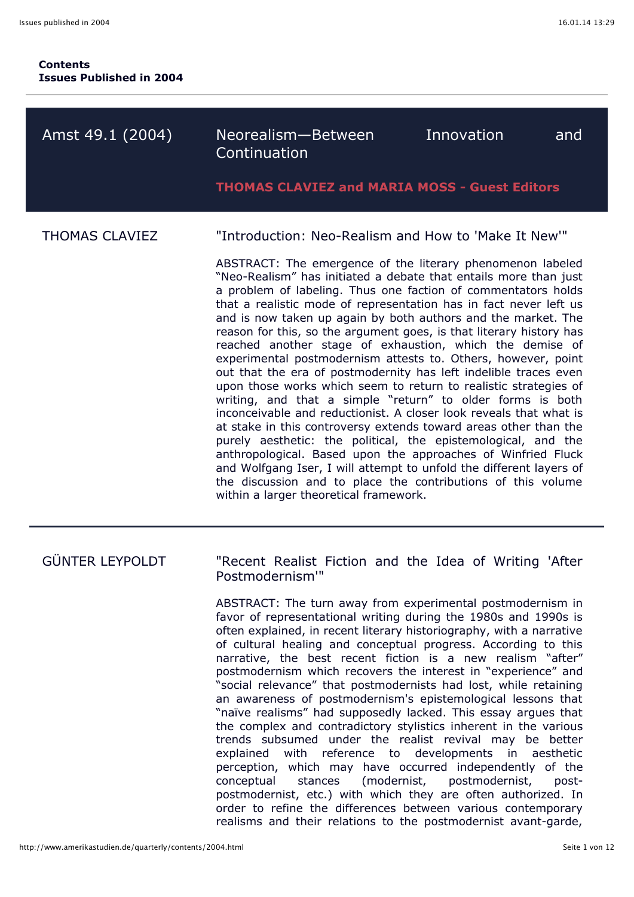**Contents**
**Issues Published in 2004**

---

## Amst 49.1 (2004) — Neorealism—Between Innovation and Continuation

**THOMAS CLAVIEZ and MARIA MOSS - Guest Editors**

### THOMAS CLAVIEZ

"Introduction: Neo-Realism and How to 'Make It New'"

ABSTRACT: The emergence of the literary phenomenon labeled "Neo-Realism" has initiated a debate that entails more than just a problem of labeling. Thus one faction of commentators holds that a realistic mode of representation has in fact never left us and is now taken up again by both authors and the market. The reason for this, so the argument goes, is that literary history has reached another stage of exhaustion, which the demise of experimental postmodernism attests to. Others, however, point out that the era of postmodernity has left indelible traces even upon those works which seem to return to realistic strategies of writing, and that a simple "return" to older forms is both inconceivable and reductionist. A closer look reveals that what is at stake in this controversy extends toward areas other than the purely aesthetic: the political, the epistemological, and the anthropological. Based upon the approaches of Winfried Fluck and Wolfgang Iser, I will attempt to unfold the different layers of the discussion and to place the contributions of this volume within a larger theoretical framework.

---

### GÜNTER LEYPOLDT

"Recent Realist Fiction and the Idea of Writing 'After Postmodernism'"

ABSTRACT: The turn away from experimental postmodernism in favor of representational writing during the 1980s and 1990s is often explained, in recent literary historiography, with a narrative of cultural healing and conceptual progress. According to this narrative, the best recent fiction is a new realism "after" postmodernism which recovers the interest in "experience" and "social relevance" that postmodernists had lost, while retaining an awareness of postmodernism's epistemological lessons that "naïve realisms" had supposedly lacked. This essay argues that the complex and contradictory stylistics inherent in the various trends subsumed under the realist revival may be better explained with reference to developments in aesthetic perception, which may have occurred independently of the conceptual stances (modernist, postmodernist, post-postmodernist, etc.) with which they are often authorized. In order to refine the differences between various contemporary realisms and their relations to the postmodernist avant-garde,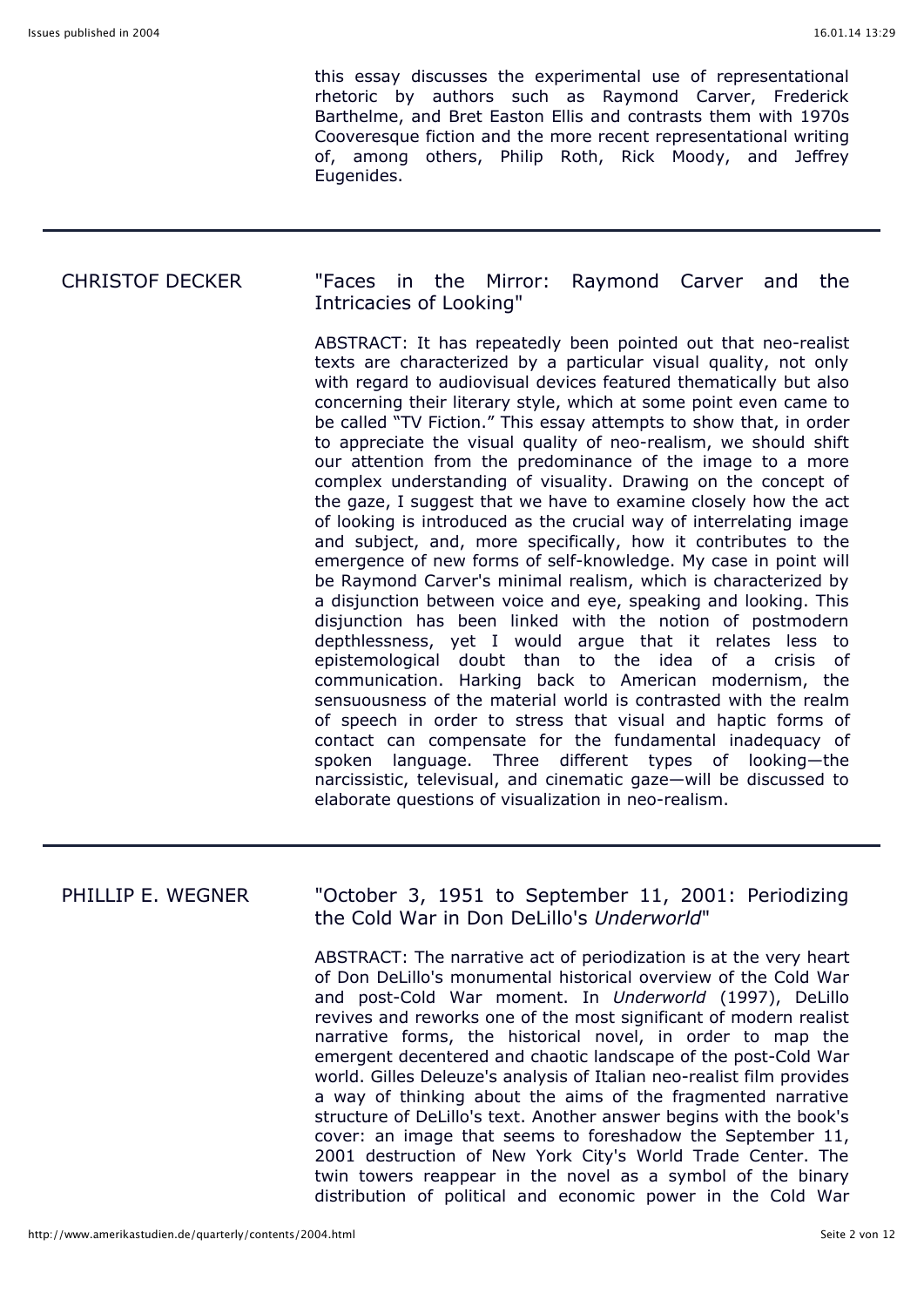this essay discusses the experimental use of representational rhetoric by authors such as Raymond Carver, Frederick Barthelme, and Bret Easton Ellis and contrasts them with 1970s Cooveresque fiction and the more recent representational writing of, among others, Philip Roth, Rick Moody, and Jeffrey Eugenides.

---

CHRISTOF DECKER

"Faces in the Mirror: Raymond Carver and the Intricacies of Looking"

ABSTRACT: It has repeatedly been pointed out that neo-realist texts are characterized by a particular visual quality, not only with regard to audiovisual devices featured thematically but also concerning their literary style, which at some point even came to be called "TV Fiction." This essay attempts to show that, in order to appreciate the visual quality of neo-realism, we should shift our attention from the predominance of the image to a more complex understanding of visuality. Drawing on the concept of the gaze, I suggest that we have to examine closely how the act of looking is introduced as the crucial way of interrelating image and subject, and, more specifically, how it contributes to the emergence of new forms of self-knowledge. My case in point will be Raymond Carver's minimal realism, which is characterized by a disjunction between voice and eye, speaking and looking. This disjunction has been linked with the notion of postmodern depthlessness, yet I would argue that it relates less to epistemological doubt than to the idea of a crisis of communication. Harking back to American modernism, the sensuousness of the material world is contrasted with the realm of speech in order to stress that visual and haptic forms of contact can compensate for the fundamental inadequacy of spoken language. Three different types of looking—the narcissistic, televisual, and cinematic gaze—will be discussed to elaborate questions of visualization in neo-realism.

---

PHILLIP E. WEGNER

"October 3, 1951 to September 11, 2001: Periodizing the Cold War in Don DeLillo's *Underworld*"

ABSTRACT: The narrative act of periodization is at the very heart of Don DeLillo's monumental historical overview of the Cold War and post-Cold War moment. In *Underworld* (1997), DeLillo revives and reworks one of the most significant of modern realist narrative forms, the historical novel, in order to map the emergent decentered and chaotic landscape of the post-Cold War world. Gilles Deleuze's analysis of Italian neo-realist film provides a way of thinking about the aims of the fragmented narrative structure of DeLillo's text. Another answer begins with the book's cover: an image that seems to foreshadow the September 11, 2001 destruction of New York City's World Trade Center. The twin towers reappear in the novel as a symbol of the binary distribution of political and economic power in the Cold War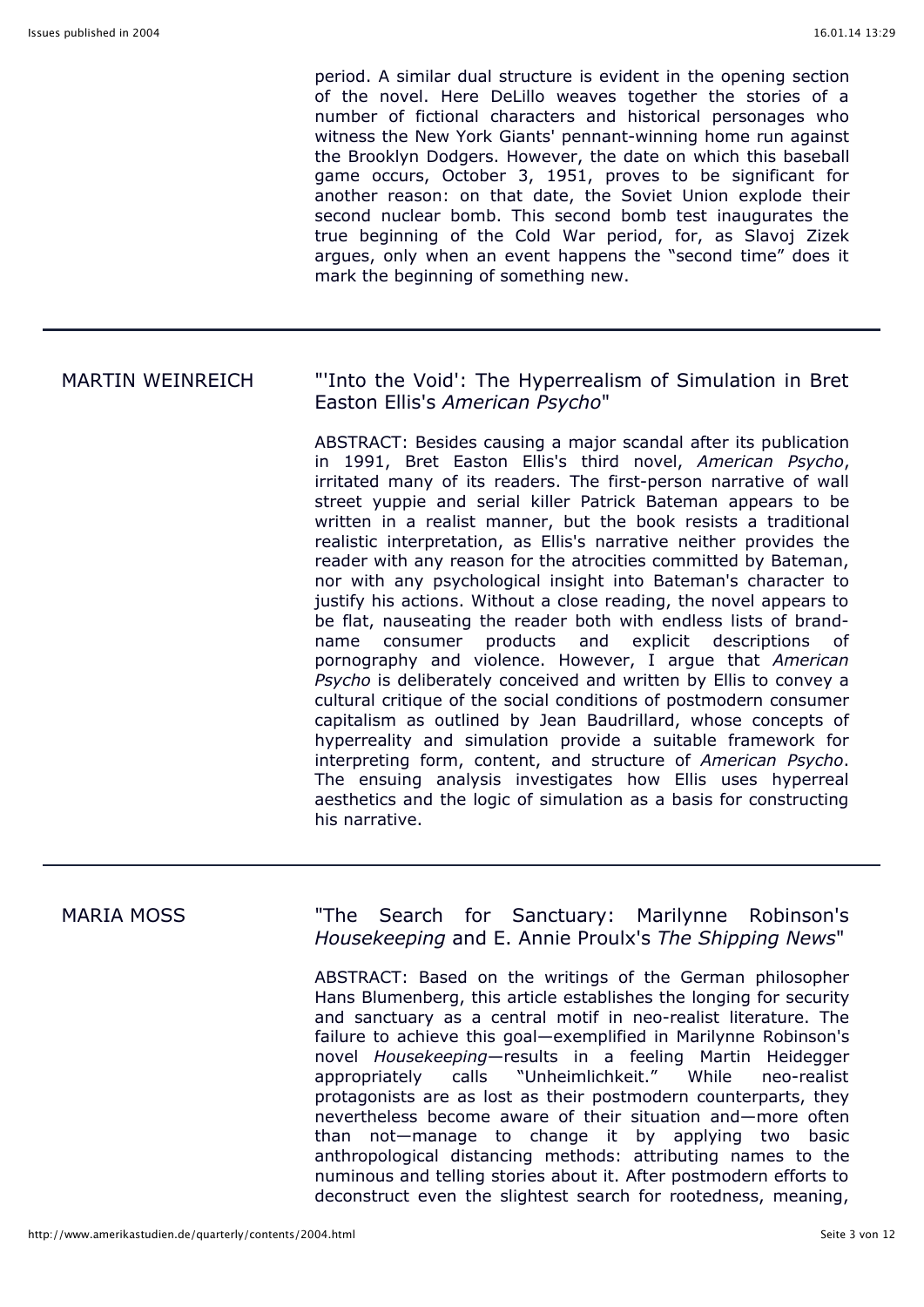period. A similar dual structure is evident in the opening section of the novel. Here DeLillo weaves together the stories of a number of fictional characters and historical personages who witness the New York Giants' pennant-winning home run against the Brooklyn Dodgers. However, the date on which this baseball game occurs, October 3, 1951, proves to be significant for another reason: on that date, the Soviet Union explode their second nuclear bomb. This second bomb test inaugurates the true beginning of the Cold War period, for, as Slavoj Zizek argues, only when an event happens the "second time" does it mark the beginning of something new.

---

MARTIN WEINREICH

"'Into the Void': The Hyperrealism of Simulation in Bret Easton Ellis's *American Psycho*"

ABSTRACT: Besides causing a major scandal after its publication in 1991, Bret Easton Ellis's third novel, *American Psycho*, irritated many of its readers. The first-person narrative of wall street yuppie and serial killer Patrick Bateman appears to be written in a realist manner, but the book resists a traditional realistic interpretation, as Ellis's narrative neither provides the reader with any reason for the atrocities committed by Bateman, nor with any psychological insight into Bateman's character to justify his actions. Without a close reading, the novel appears to be flat, nauseating the reader both with endless lists of brand-name consumer products and explicit descriptions of pornography and violence. However, I argue that *American Psycho* is deliberately conceived and written by Ellis to convey a cultural critique of the social conditions of postmodern consumer capitalism as outlined by Jean Baudrillard, whose concepts of hyperreality and simulation provide a suitable framework for interpreting form, content, and structure of *American Psycho*. The ensuing analysis investigates how Ellis uses hyperreal aesthetics and the logic of simulation as a basis for constructing his narrative.

---

MARIA MOSS

"The Search for Sanctuary: Marilynne Robinson's *Housekeeping* and E. Annie Proulx's *The Shipping News*"

ABSTRACT: Based on the writings of the German philosopher Hans Blumenberg, this article establishes the longing for security and sanctuary as a central motif in neo-realist literature. The failure to achieve this goal—exemplified in Marilynne Robinson's novel *Housekeeping*—results in a feeling Martin Heidegger appropriately calls "Unheimlichkeit." While neo-realist protagonists are as lost as their postmodern counterparts, they nevertheless become aware of their situation and—more often than not—manage to change it by applying two basic anthropological distancing methods: attributing names to the numinous and telling stories about it. After postmodern efforts to deconstruct even the slightest search for rootedness, meaning,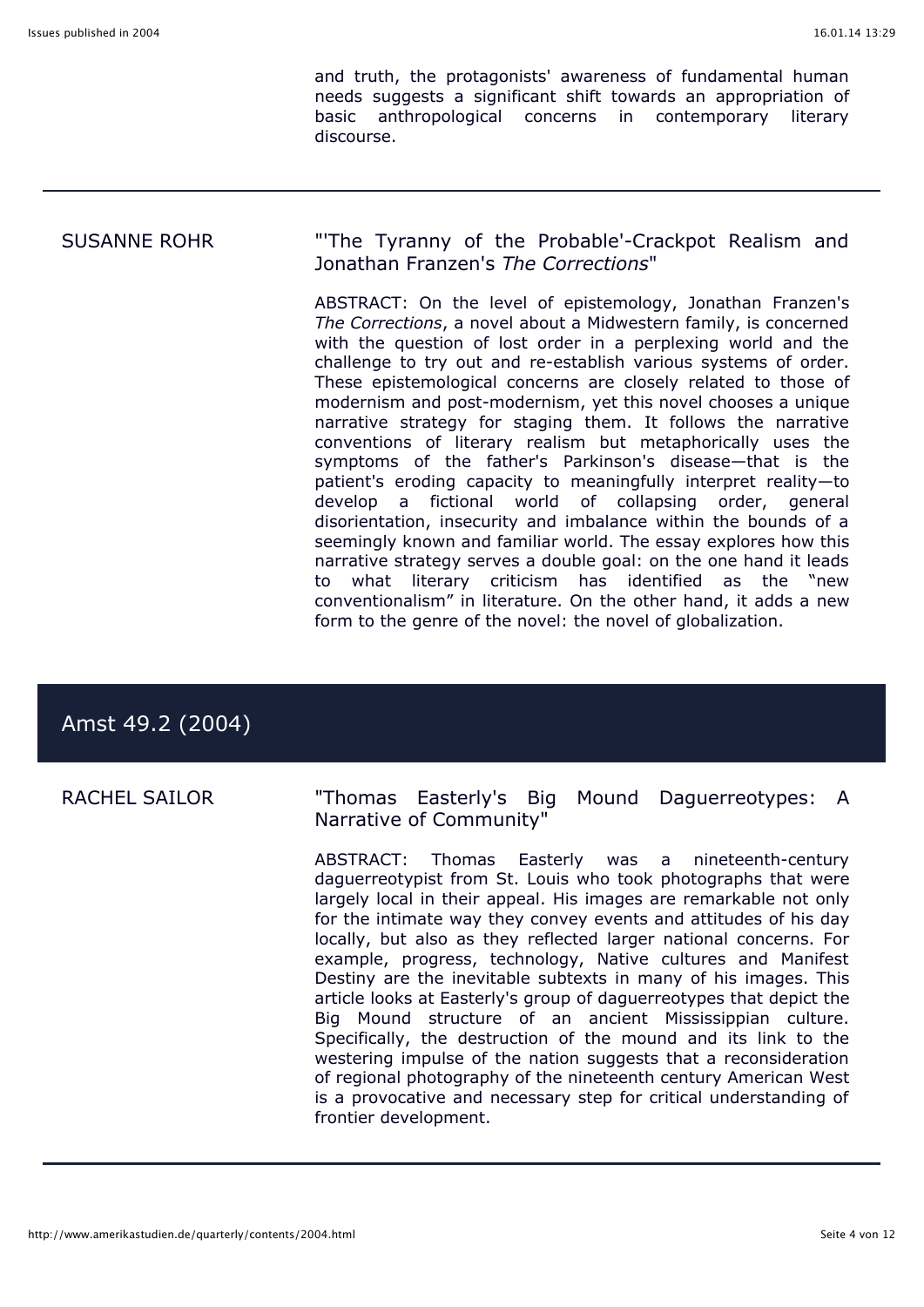and truth, the protagonists' awareness of fundamental human needs suggests a significant shift towards an appropriation of basic anthropological concerns in contemporary literary discourse.

---

SUSANNE ROHR

"'The Tyranny of the Probable'-Crackpot Realism and Jonathan Franzen's *The Corrections*"

ABSTRACT: On the level of epistemology, Jonathan Franzen's *The Corrections*, a novel about a Midwestern family, is concerned with the question of lost order in a perplexing world and the challenge to try out and re-establish various systems of order. These epistemological concerns are closely related to those of modernism and post-modernism, yet this novel chooses a unique narrative strategy for staging them. It follows the narrative conventions of literary realism but metaphorically uses the symptoms of the father's Parkinson's disease—that is the patient's eroding capacity to meaningfully interpret reality—to develop a fictional world of collapsing order, general disorientation, insecurity and imbalance within the bounds of a seemingly known and familiar world. The essay explores how this narrative strategy serves a double goal: on the one hand it leads to what literary criticism has identified as the "new conventionalism" in literature. On the other hand, it adds a new form to the genre of the novel: the novel of globalization.

## Amst 49.2 (2004)

RACHEL SAILOR

"Thomas Easterly's Big Mound Daguerreotypes: A Narrative of Community"

ABSTRACT: Thomas Easterly was a nineteenth-century daguerreotypist from St. Louis who took photographs that were largely local in their appeal. His images are remarkable not only for the intimate way they convey events and attitudes of his day locally, but also as they reflected larger national concerns. For example, progress, technology, Native cultures and Manifest Destiny are the inevitable subtexts in many of his images. This article looks at Easterly's group of daguerreotypes that depict the Big Mound structure of an ancient Mississippian culture. Specifically, the destruction of the mound and its link to the westering impulse of the nation suggests that a reconsideration of regional photography of the nineteenth century American West is a provocative and necessary step for critical understanding of frontier development.

---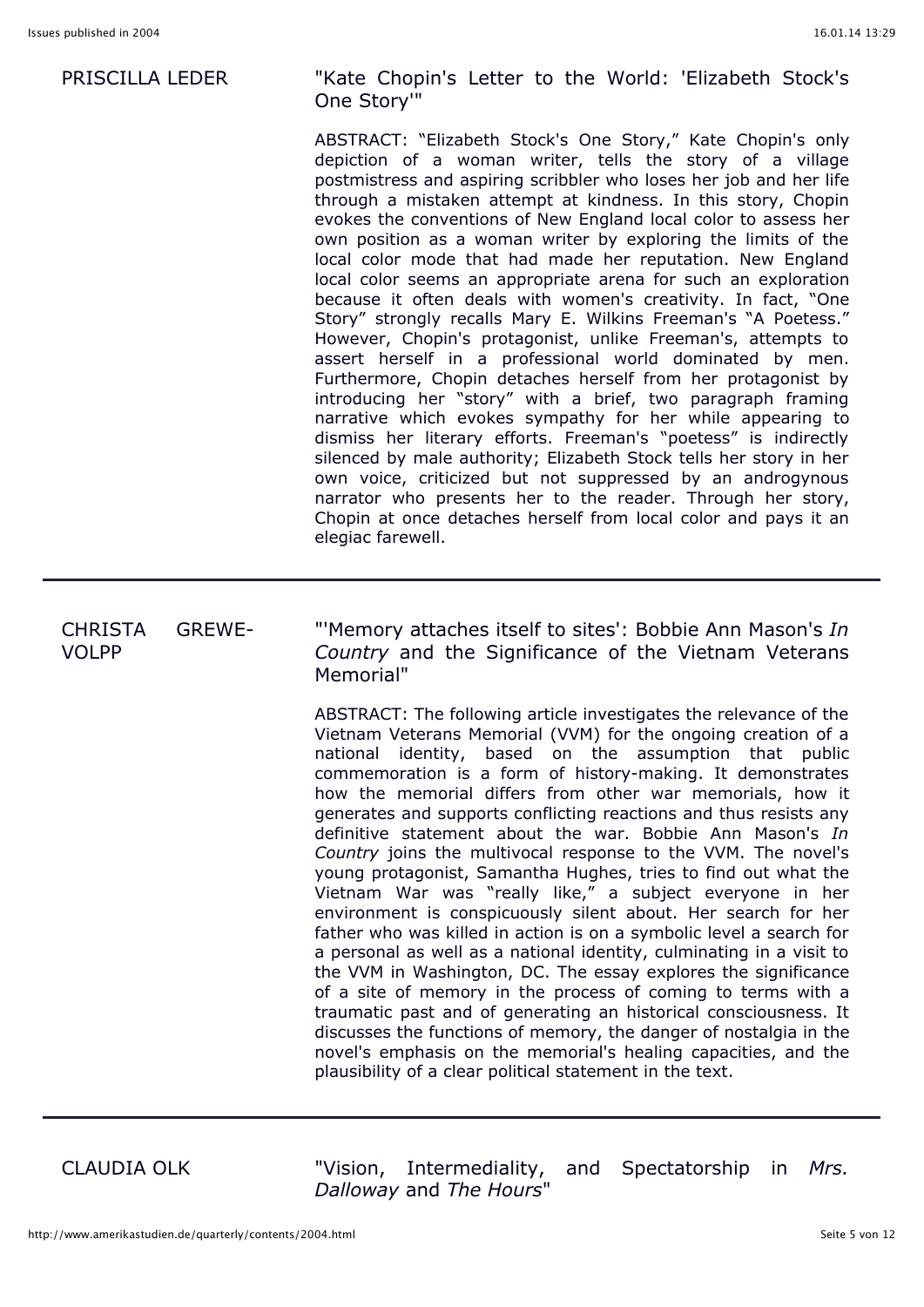PRISCILLA LEDER

"Kate Chopin's Letter to the World: 'Elizabeth Stock's One Story'"

ABSTRACT: "Elizabeth Stock's One Story," Kate Chopin's only depiction of a woman writer, tells the story of a village postmistress and aspiring scribbler who loses her job and her life through a mistaken attempt at kindness. In this story, Chopin evokes the conventions of New England local color to assess her own position as a woman writer by exploring the limits of the local color mode that had made her reputation. New England local color seems an appropriate arena for such an exploration because it often deals with women's creativity. In fact, "One Story" strongly recalls Mary E. Wilkins Freeman's "A Poetess." However, Chopin's protagonist, unlike Freeman's, attempts to assert herself in a professional world dominated by men. Furthermore, Chopin detaches herself from her protagonist by introducing her "story" with a brief, two paragraph framing narrative which evokes sympathy for her while appearing to dismiss her literary efforts. Freeman's "poetess" is indirectly silenced by male authority; Elizabeth Stock tells her story in her own voice, criticized but not suppressed by an androgynous narrator who presents her to the reader. Through her story, Chopin at once detaches herself from local color and pays it an elegiac farewell.

---

CHRISTA GREWE-VOLPP

"'Memory attaches itself to sites': Bobbie Ann Mason's *In Country* and the Significance of the Vietnam Veterans Memorial"

ABSTRACT: The following article investigates the relevance of the Vietnam Veterans Memorial (VVM) for the ongoing creation of a national identity, based on the assumption that public commemoration is a form of history-making. It demonstrates how the memorial differs from other war memorials, how it generates and supports conflicting reactions and thus resists any definitive statement about the war. Bobbie Ann Mason's *In Country* joins the multivocal response to the VVM. The novel's young protagonist, Samantha Hughes, tries to find out what the Vietnam War was "really like," a subject everyone in her environment is conspicuously silent about. Her search for her father who was killed in action is on a symbolic level a search for a personal as well as a national identity, culminating in a visit to the VVM in Washington, DC. The essay explores the significance of a site of memory in the process of coming to terms with a traumatic past and of generating an historical consciousness. It discusses the functions of memory, the danger of nostalgia in the novel's emphasis on the memorial's healing capacities, and the plausibility of a clear political statement in the text.

---

CLAUDIA OLK

"Vision, Intermediality, and Spectatorship in *Mrs. Dalloway* and *The Hours*"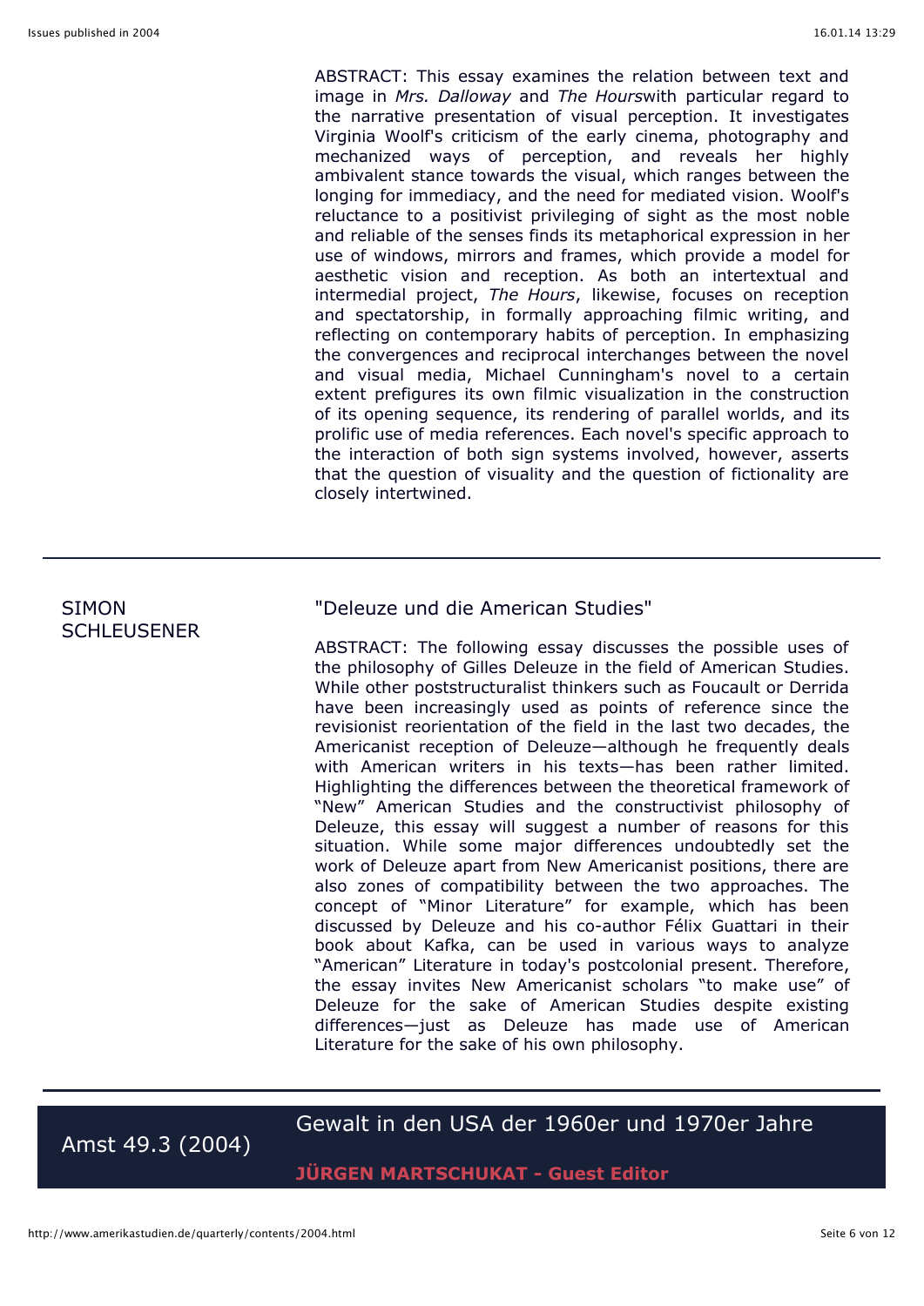ABSTRACT: This essay examines the relation between text and image in *Mrs. Dalloway* and *The Hours*with particular regard to the narrative presentation of visual perception. It investigates Virginia Woolf's criticism of the early cinema, photography and mechanized ways of perception, and reveals her highly ambivalent stance towards the visual, which ranges between the longing for immediacy, and the need for mediated vision. Woolf's reluctance to a positivist privileging of sight as the most noble and reliable of the senses finds its metaphorical expression in her use of windows, mirrors and frames, which provide a model for aesthetic vision and reception. As both an intertextual and intermedial project, *The Hours*, likewise, focuses on reception and spectatorship, in formally approaching filmic writing, and reflecting on contemporary habits of perception. In emphasizing the convergences and reciprocal interchanges between the novel and visual media, Michael Cunningham's novel to a certain extent prefigures its own filmic visualization in the construction of its opening sequence, its rendering of parallel worlds, and its prolific use of media references. Each novel's specific approach to the interaction of both sign systems involved, however, asserts that the question of visuality and the question of fictionality are closely intertwined.

---

SIMON SCHLEUSENER

"Deleuze und die American Studies"

ABSTRACT: The following essay discusses the possible uses of the philosophy of Gilles Deleuze in the field of American Studies. While other poststructuralist thinkers such as Foucault or Derrida have been increasingly used as points of reference since the revisionist reorientation of the field in the last two decades, the Americanist reception of Deleuze—although he frequently deals with American writers in his texts—has been rather limited. Highlighting the differences between the theoretical framework of "New" American Studies and the constructivist philosophy of Deleuze, this essay will suggest a number of reasons for this situation. While some major differences undoubtedly set the work of Deleuze apart from New Americanist positions, there are also zones of compatibility between the two approaches. The concept of "Minor Literature" for example, which has been discussed by Deleuze and his co-author Félix Guattari in their book about Kafka, can be used in various ways to analyze "American" Literature in today's postcolonial present. Therefore, the essay invites New Americanist scholars "to make use" of Deleuze for the sake of American Studies despite existing differences—just as Deleuze has made use of American Literature for the sake of his own philosophy.

---

## Amst 49.3 (2004)

## Gewalt in den USA der 1960er und 1970er Jahre

**JÜRGEN MARTSCHUKAT - Guest Editor**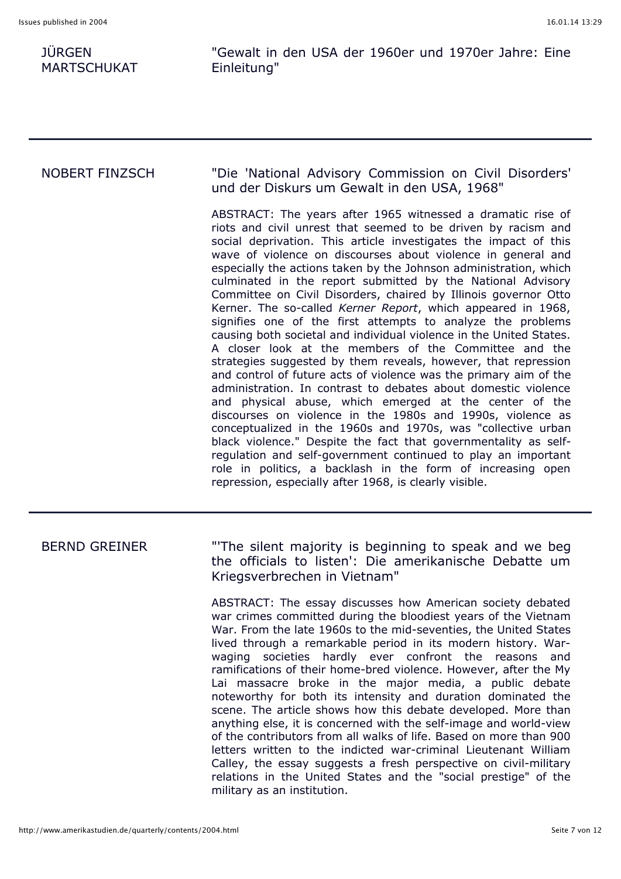JÜRGEN MARTSCHUKAT

"Gewalt in den USA der 1960er und 1970er Jahre: Eine Einleitung"

---

NOBERT FINZSCH

"Die 'National Advisory Commission on Civil Disorders' und der Diskurs um Gewalt in den USA, 1968"

ABSTRACT: The years after 1965 witnessed a dramatic rise of riots and civil unrest that seemed to be driven by racism and social deprivation. This article investigates the impact of this wave of violence on discourses about violence in general and especially the actions taken by the Johnson administration, which culminated in the report submitted by the National Advisory Committee on Civil Disorders, chaired by Illinois governor Otto Kerner. The so-called *Kerner Report*, which appeared in 1968, signifies one of the first attempts to analyze the problems causing both societal and individual violence in the United States. A closer look at the members of the Committee and the strategies suggested by them reveals, however, that repression and control of future acts of violence was the primary aim of the administration. In contrast to debates about domestic violence and physical abuse, which emerged at the center of the discourses on violence in the 1980s and 1990s, violence as conceptualized in the 1960s and 1970s, was "collective urban black violence." Despite the fact that governmentality as self-regulation and self-government continued to play an important role in politics, a backlash in the form of increasing open repression, especially after 1968, is clearly visible.

---

BERND GREINER

"'The silent majority is beginning to speak and we beg the officials to listen': Die amerikanische Debatte um Kriegsverbrechen in Vietnam"

ABSTRACT: The essay discusses how American society debated war crimes committed during the bloodiest years of the Vietnam War. From the late 1960s to the mid-seventies, the United States lived through a remarkable period in its modern history. War-waging societies hardly ever confront the reasons and ramifications of their home-bred violence. However, after the My Lai massacre broke in the major media, a public debate noteworthy for both its intensity and duration dominated the scene. The article shows how this debate developed. More than anything else, it is concerned with the self-image and world-view of the contributors from all walks of life. Based on more than 900 letters written to the indicted war-criminal Lieutenant William Calley, the essay suggests a fresh perspective on civil-military relations in the United States and the "social prestige" of the military as an institution.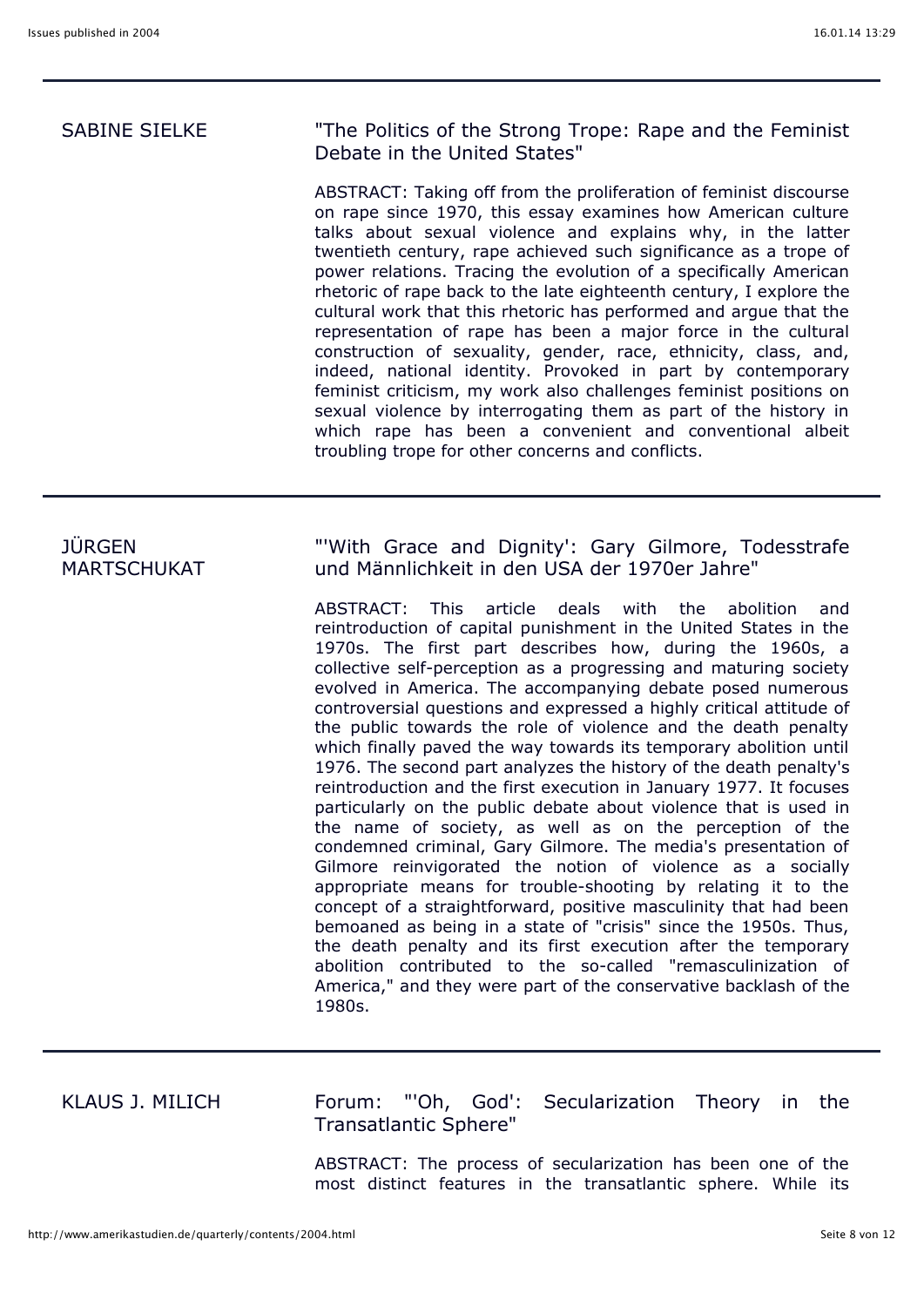## SABINE SIELKE

### "The Politics of the Strong Trope: Rape and the Feminist Debate in the United States"

ABSTRACT: Taking off from the proliferation of feminist discourse on rape since 1970, this essay examines how American culture talks about sexual violence and explains why, in the latter twentieth century, rape achieved such significance as a trope of power relations. Tracing the evolution of a specifically American rhetoric of rape back to the late eighteenth century, I explore the cultural work that this rhetoric has performed and argue that the representation of rape has been a major force in the cultural construction of sexuality, gender, race, ethnicity, class, and, indeed, national identity. Provoked in part by contemporary feminist criticism, my work also challenges feminist positions on sexual violence by interrogating them as part of the history in which rape has been a convenient and conventional albeit troubling trope for other concerns and conflicts.

---

## JÜRGEN MARTSCHUKAT

### "'With Grace and Dignity': Gary Gilmore, Todesstrafe und Männlichkeit in den USA der 1970er Jahre"

ABSTRACT: This article deals with the abolition and reintroduction of capital punishment in the United States in the 1970s. The first part describes how, during the 1960s, a collective self-perception as a progressing and maturing society evolved in America. The accompanying debate posed numerous controversial questions and expressed a highly critical attitude of the public towards the role of violence and the death penalty which finally paved the way towards its temporary abolition until 1976. The second part analyzes the history of the death penalty's reintroduction and the first execution in January 1977. It focuses particularly on the public debate about violence that is used in the name of society, as well as on the perception of the condemned criminal, Gary Gilmore. The media's presentation of Gilmore reinvigorated the notion of violence as a socially appropriate means for trouble-shooting by relating it to the concept of a straightforward, positive masculinity that had been bemoaned as being in a state of "crisis" since the 1950s. Thus, the death penalty and its first execution after the temporary abolition contributed to the so-called "remasculinization of America," and they were part of the conservative backlash of the 1980s.

---

## KLAUS J. MILICH

### Forum: "'Oh, God': Secularization Theory in the Transatlantic Sphere"

ABSTRACT: The process of secularization has been one of the most distinct features in the transatlantic sphere. While its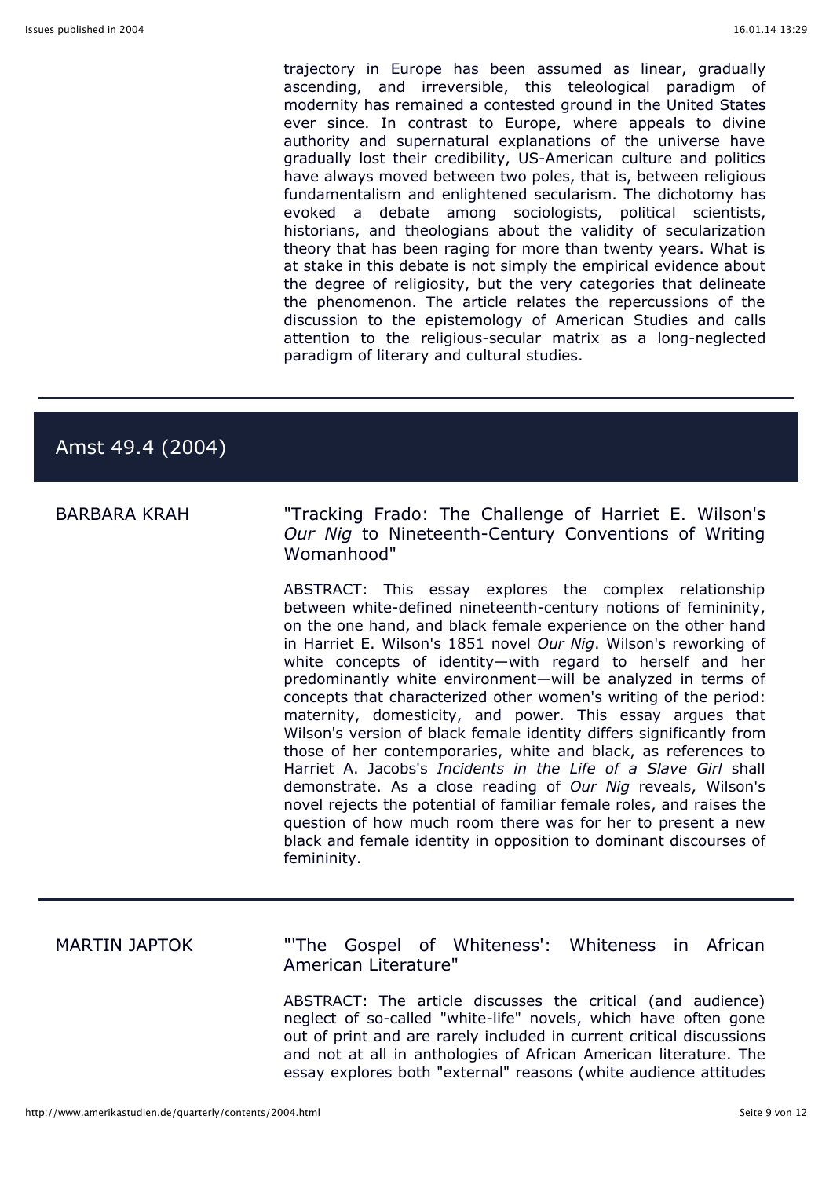trajectory in Europe has been assumed as linear, gradually ascending, and irreversible, this teleological paradigm of modernity has remained a contested ground in the United States ever since. In contrast to Europe, where appeals to divine authority and supernatural explanations of the universe have gradually lost their credibility, US-American culture and politics have always moved between two poles, that is, between religious fundamentalism and enlightened secularism. The dichotomy has evoked a debate among sociologists, political scientists, historians, and theologians about the validity of secularization theory that has been raging for more than twenty years. What is at stake in this debate is not simply the empirical evidence about the degree of religiosity, but the very categories that delineate the phenomenon. The article relates the repercussions of the discussion to the epistemology of American Studies and calls attention to the religious-secular matrix as a long-neglected paradigm of literary and cultural studies.

## Amst 49.4 (2004)

BARBARA KRAH

"Tracking Frado: The Challenge of Harriet E. Wilson's *Our Nig* to Nineteenth-Century Conventions of Writing Womanhood"

ABSTRACT: This essay explores the complex relationship between white-defined nineteenth-century notions of femininity, on the one hand, and black female experience on the other hand in Harriet E. Wilson's 1851 novel *Our Nig*. Wilson's reworking of white concepts of identity—with regard to herself and her predominantly white environment—will be analyzed in terms of concepts that characterized other women's writing of the period: maternity, domesticity, and power. This essay argues that Wilson's version of black female identity differs significantly from those of her contemporaries, white and black, as references to Harriet A. Jacobs's *Incidents in the Life of a Slave Girl* shall demonstrate. As a close reading of *Our Nig* reveals, Wilson's novel rejects the potential of familiar female roles, and raises the question of how much room there was for her to present a new black and female identity in opposition to dominant discourses of femininity.

MARTIN JAPTOK

"'The Gospel of Whiteness': Whiteness in African American Literature"

ABSTRACT: The article discusses the critical (and audience) neglect of so-called "white-life" novels, which have often gone out of print and are rarely included in current critical discussions and not at all in anthologies of African American literature. The essay explores both "external" reasons (white audience attitudes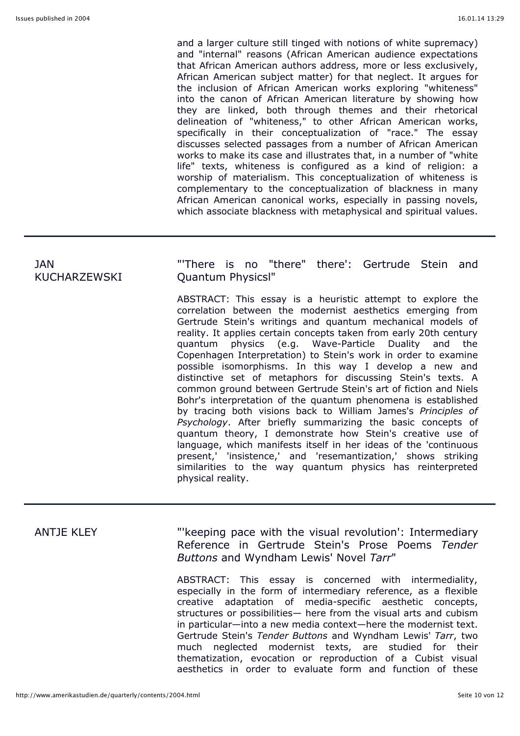and a larger culture still tinged with notions of white supremacy) and "internal" reasons (African American audience expectations that African American authors address, more or less exclusively, African American subject matter) for that neglect. It argues for the inclusion of African American works exploring "whiteness" into the canon of African American literature by showing how they are linked, both through themes and their rhetorical delineation of "whiteness," to other African American works, specifically in their conceptualization of "race." The essay discusses selected passages from a number of African American works to make its case and illustrates that, in a number of "white life" texts, whiteness is configured as a kind of religion: a worship of materialism. This conceptualization of whiteness is complementary to the conceptualization of blackness in many African American canonical works, especially in passing novels, which associate blackness with metaphysical and spiritual values.

---

JAN KUCHARZEWSKI

"'There is no "there" there': Gertrude Stein and Quantum Physicsl"

ABSTRACT: This essay is a heuristic attempt to explore the correlation between the modernist aesthetics emerging from Gertrude Stein's writings and quantum mechanical models of reality. It applies certain concepts taken from early 20th century quantum physics (e.g. Wave-Particle Duality and the Copenhagen Interpretation) to Stein's work in order to examine possible isomorphisms. In this way I develop a new and distinctive set of metaphors for discussing Stein's texts. A common ground between Gertrude Stein's art of fiction and Niels Bohr's interpretation of the quantum phenomena is established by tracing both visions back to William James's *Principles of Psychology*. After briefly summarizing the basic concepts of quantum theory, I demonstrate how Stein's creative use of language, which manifests itself in her ideas of the 'continuous present,' 'insistence,' and 'resemantization,' shows striking similarities to the way quantum physics has reinterpreted physical reality.

---

ANTJE KLEY

"'keeping pace with the visual revolution': Intermediary Reference in Gertrude Stein's Prose Poems *Tender Buttons* and Wyndham Lewis' Novel *Tarr*"

ABSTRACT: This essay is concerned with intermediality, especially in the form of intermediary reference, as a flexible creative adaptation of media-specific aesthetic concepts, structures or possibilities— here from the visual arts and cubism in particular—into a new media context—here the modernist text. Gertrude Stein's *Tender Buttons* and Wyndham Lewis' *Tarr*, two much neglected modernist texts, are studied for their thematization, evocation or reproduction of a Cubist visual aesthetics in order to evaluate form and function of these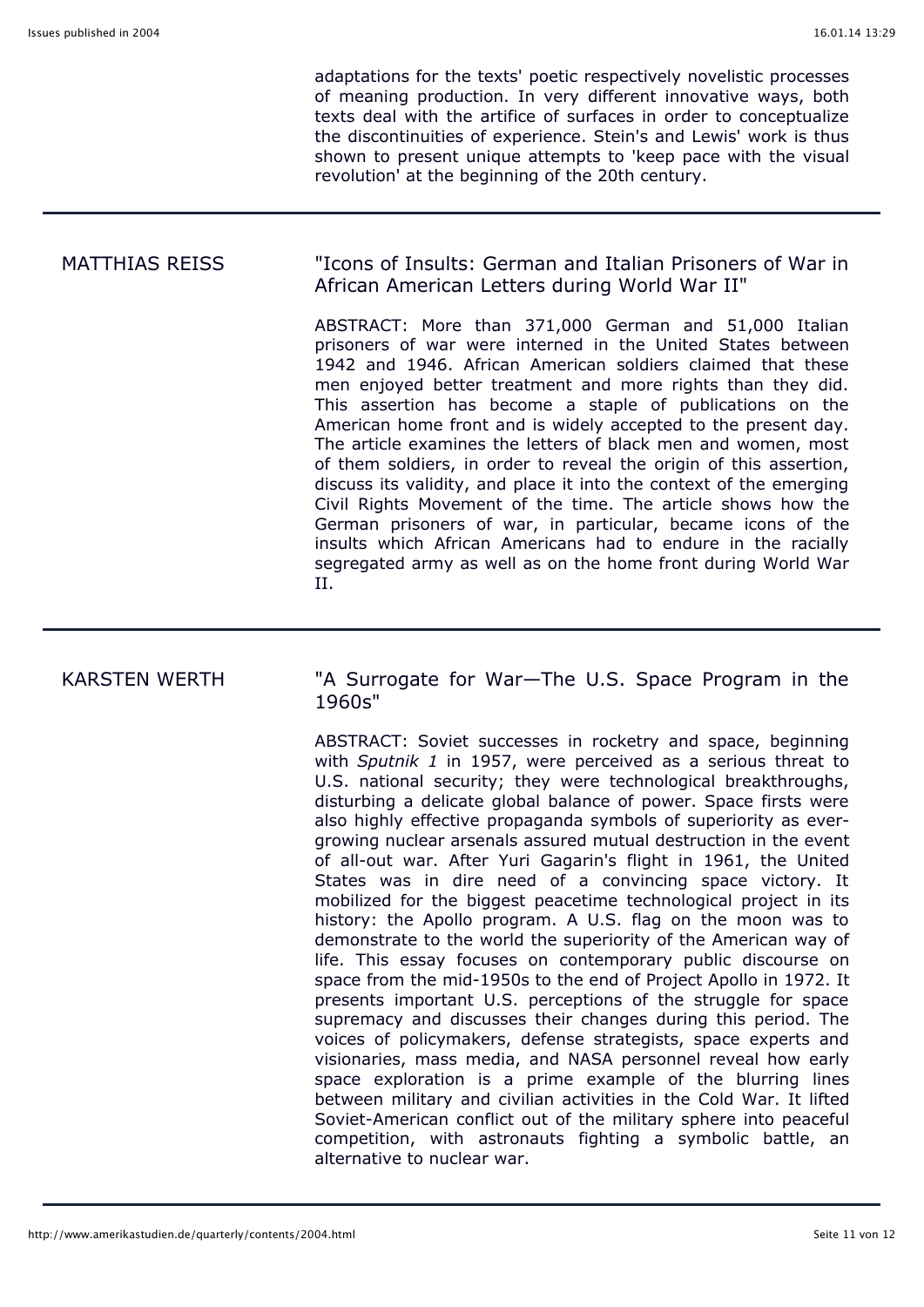adaptations for the texts' poetic respectively novelistic processes of meaning production. In very different innovative ways, both texts deal with the artifice of surfaces in order to conceptualize the discontinuities of experience. Stein's and Lewis' work is thus shown to present unique attempts to 'keep pace with the visual revolution' at the beginning of the 20th century.

---

MATTHIAS REISS

"Icons of Insults: German and Italian Prisoners of War in African American Letters during World War II"

ABSTRACT: More than 371,000 German and 51,000 Italian prisoners of war were interned in the United States between 1942 and 1946. African American soldiers claimed that these men enjoyed better treatment and more rights than they did. This assertion has become a staple of publications on the American home front and is widely accepted to the present day. The article examines the letters of black men and women, most of them soldiers, in order to reveal the origin of this assertion, discuss its validity, and place it into the context of the emerging Civil Rights Movement of the time. The article shows how the German prisoners of war, in particular, became icons of the insults which African Americans had to endure in the racially segregated army as well as on the home front during World War II.

---

KARSTEN WERTH

"A Surrogate for War—The U.S. Space Program in the 1960s"

ABSTRACT: Soviet successes in rocketry and space, beginning with *Sputnik 1* in 1957, were perceived as a serious threat to U.S. national security; they were technological breakthroughs, disturbing a delicate global balance of power. Space firsts were also highly effective propaganda symbols of superiority as ever-growing nuclear arsenals assured mutual destruction in the event of all-out war. After Yuri Gagarin's flight in 1961, the United States was in dire need of a convincing space victory. It mobilized for the biggest peacetime technological project in its history: the Apollo program. A U.S. flag on the moon was to demonstrate to the world the superiority of the American way of life. This essay focuses on contemporary public discourse on space from the mid-1950s to the end of Project Apollo in 1972. It presents important U.S. perceptions of the struggle for space supremacy and discusses their changes during this period. The voices of policymakers, defense strategists, space experts and visionaries, mass media, and NASA personnel reveal how early space exploration is a prime example of the blurring lines between military and civilian activities in the Cold War. It lifted Soviet-American conflict out of the military sphere into peaceful competition, with astronauts fighting a symbolic battle, an alternative to nuclear war.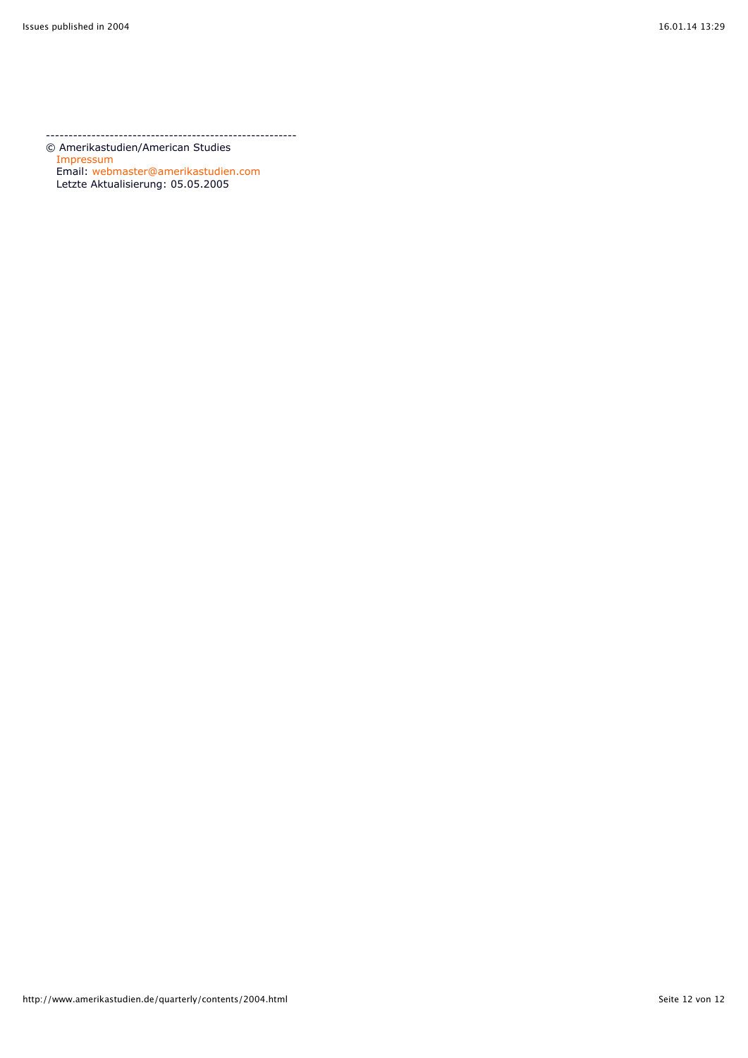------------------------------------------------------

© Amerikastudien/American Studies

Impressum

Email: webmaster@amerikastudien.com

Letzte Aktualisierung: 05.05.2005